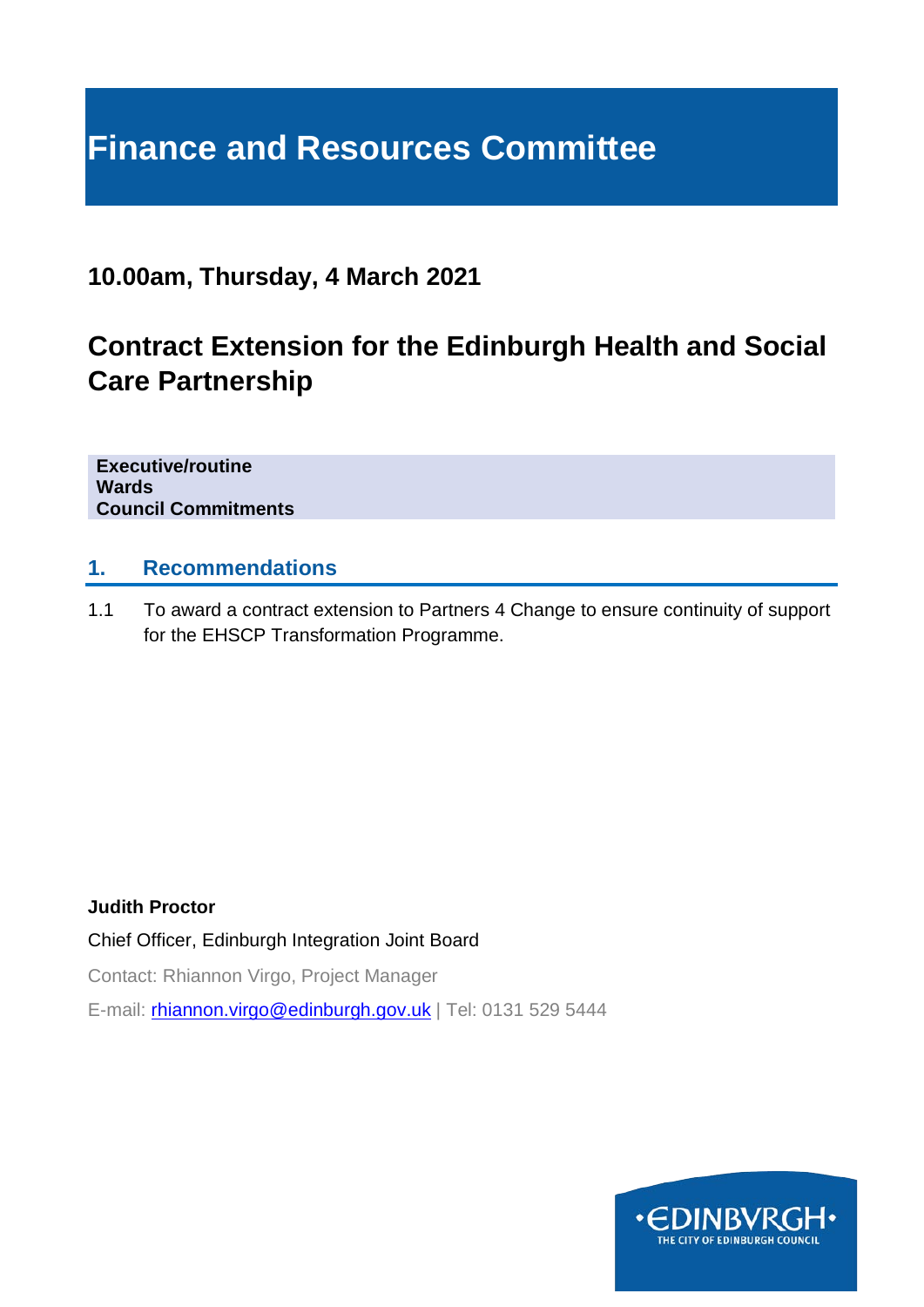# Finance and Resources Committee

**10.00am, Thursday, 4 March 2021**

## Contract Extension for the Edinburgh Health and Social Care Partnership

**Executive/routine**
**Wards**
**Council Commitments**

## 1. Recommendations

1.1 To award a contract extension to Partners 4 Change to ensure continuity of support for the EHSCP Transformation Programme.

**Judith Proctor**

Chief Officer, Edinburgh Integration Joint Board

Contact: Rhiannon Virgo, Project Manager

E-mail: rhiannon.virgo@edinburgh.gov.uk | Tel: 0131 529 5444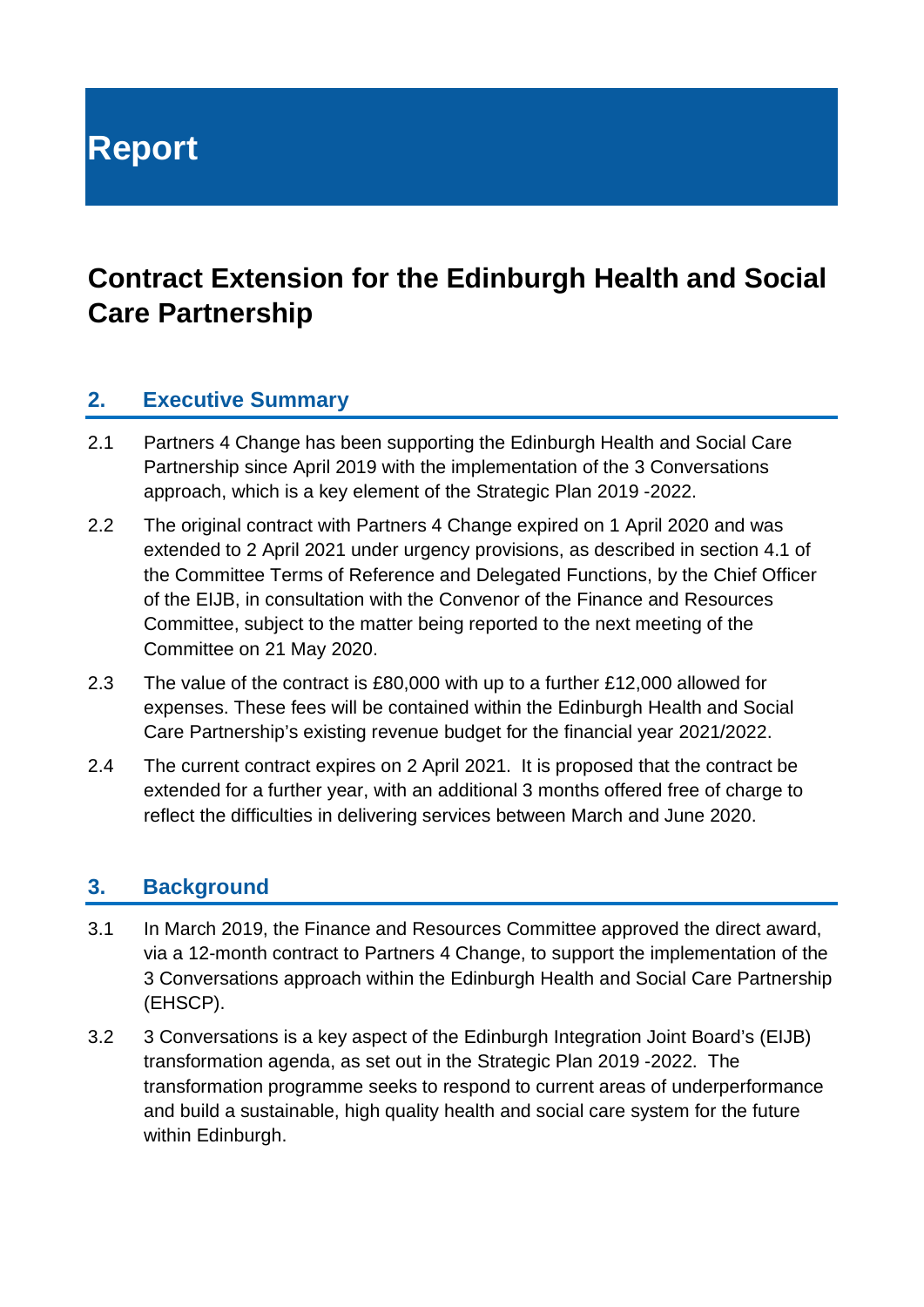# Report

## Contract Extension for the Edinburgh Health and Social Care Partnership

### 2. Executive Summary

2.1 Partners 4 Change has been supporting the Edinburgh Health and Social Care Partnership since April 2019 with the implementation of the 3 Conversations approach, which is a key element of the Strategic Plan 2019 -2022.

2.2 The original contract with Partners 4 Change expired on 1 April 2020 and was extended to 2 April 2021 under urgency provisions, as described in section 4.1 of the Committee Terms of Reference and Delegated Functions, by the Chief Officer of the EIJB, in consultation with the Convenor of the Finance and Resources Committee, subject to the matter being reported to the next meeting of the Committee on 21 May 2020.

2.3 The value of the contract is £80,000 with up to a further £12,000 allowed for expenses. These fees will be contained within the Edinburgh Health and Social Care Partnership's existing revenue budget for the financial year 2021/2022.

2.4 The current contract expires on 2 April 2021. It is proposed that the contract be extended for a further year, with an additional 3 months offered free of charge to reflect the difficulties in delivering services between March and June 2020.

### 3. Background

3.1 In March 2019, the Finance and Resources Committee approved the direct award, via a 12-month contract to Partners 4 Change, to support the implementation of the 3 Conversations approach within the Edinburgh Health and Social Care Partnership (EHSCP).

3.2 3 Conversations is a key aspect of the Edinburgh Integration Joint Board's (EIJB) transformation agenda, as set out in the Strategic Plan 2019 -2022. The transformation programme seeks to respond to current areas of underperformance and build a sustainable, high quality health and social care system for the future within Edinburgh.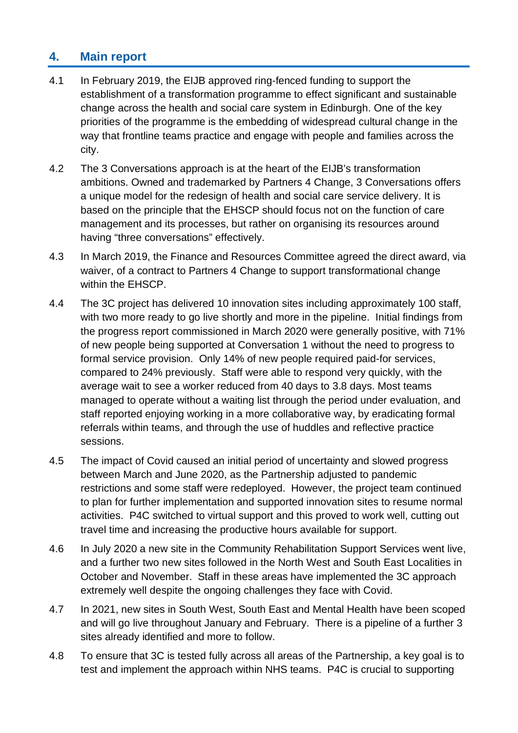## 4. Main report

4.1 In February 2019, the EIJB approved ring-fenced funding to support the establishment of a transformation programme to effect significant and sustainable change across the health and social care system in Edinburgh. One of the key priorities of the programme is the embedding of widespread cultural change in the way that frontline teams practice and engage with people and families across the city.

4.2 The 3 Conversations approach is at the heart of the EIJB's transformation ambitions. Owned and trademarked by Partners 4 Change, 3 Conversations offers a unique model for the redesign of health and social care service delivery. It is based on the principle that the EHSCP should focus not on the function of care management and its processes, but rather on organising its resources around having "three conversations" effectively.

4.3 In March 2019, the Finance and Resources Committee agreed the direct award, via waiver, of a contract to Partners 4 Change to support transformational change within the EHSCP.

4.4 The 3C project has delivered 10 innovation sites including approximately 100 staff, with two more ready to go live shortly and more in the pipeline. Initial findings from the progress report commissioned in March 2020 were generally positive, with 71% of new people being supported at Conversation 1 without the need to progress to formal service provision. Only 14% of new people required paid-for services, compared to 24% previously. Staff were able to respond very quickly, with the average wait to see a worker reduced from 40 days to 3.8 days. Most teams managed to operate without a waiting list through the period under evaluation, and staff reported enjoying working in a more collaborative way, by eradicating formal referrals within teams, and through the use of huddles and reflective practice sessions.

4.5 The impact of Covid caused an initial period of uncertainty and slowed progress between March and June 2020, as the Partnership adjusted to pandemic restrictions and some staff were redeployed. However, the project team continued to plan for further implementation and supported innovation sites to resume normal activities. P4C switched to virtual support and this proved to work well, cutting out travel time and increasing the productive hours available for support.

4.6 In July 2020 a new site in the Community Rehabilitation Support Services went live, and a further two new sites followed in the North West and South East Localities in October and November. Staff in these areas have implemented the 3C approach extremely well despite the ongoing challenges they face with Covid.

4.7 In 2021, new sites in South West, South East and Mental Health have been scoped and will go live throughout January and February. There is a pipeline of a further 3 sites already identified and more to follow.

4.8 To ensure that 3C is tested fully across all areas of the Partnership, a key goal is to test and implement the approach within NHS teams. P4C is crucial to supporting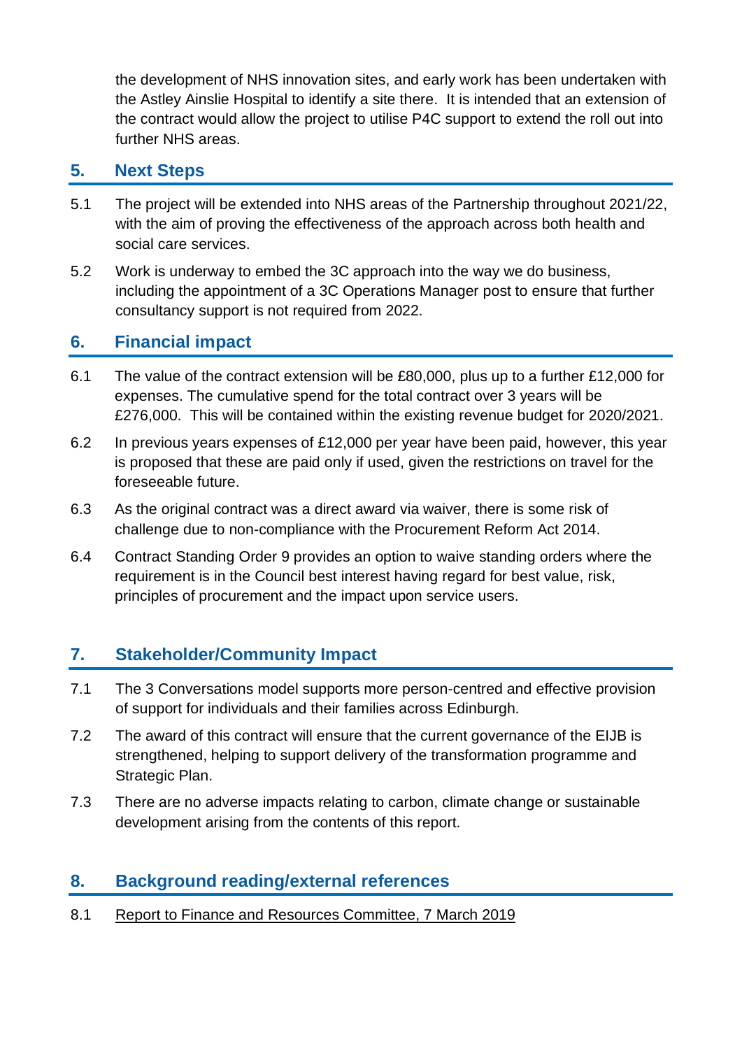the development of NHS innovation sites, and early work has been undertaken with the Astley Ainslie Hospital to identify a site there. It is intended that an extension of the contract would allow the project to utilise P4C support to extend the roll out into further NHS areas.

## 5. Next Steps

5.1 The project will be extended into NHS areas of the Partnership throughout 2021/22, with the aim of proving the effectiveness of the approach across both health and social care services.

5.2 Work is underway to embed the 3C approach into the way we do business, including the appointment of a 3C Operations Manager post to ensure that further consultancy support is not required from 2022.

## 6. Financial impact

6.1 The value of the contract extension will be £80,000, plus up to a further £12,000 for expenses. The cumulative spend for the total contract over 3 years will be £276,000. This will be contained within the existing revenue budget for 2020/2021.

6.2 In previous years expenses of £12,000 per year have been paid, however, this year is proposed that these are paid only if used, given the restrictions on travel for the foreseeable future.

6.3 As the original contract was a direct award via waiver, there is some risk of challenge due to non-compliance with the Procurement Reform Act 2014.

6.4 Contract Standing Order 9 provides an option to waive standing orders where the requirement is in the Council best interest having regard for best value, risk, principles of procurement and the impact upon service users.

## 7. Stakeholder/Community Impact

7.1 The 3 Conversations model supports more person-centred and effective provision of support for individuals and their families across Edinburgh.

7.2 The award of this contract will ensure that the current governance of the EIJB is strengthened, helping to support delivery of the transformation programme and Strategic Plan.

7.3 There are no adverse impacts relating to carbon, climate change or sustainable development arising from the contents of this report.

## 8. Background reading/external references

8.1 Report to Finance and Resources Committee, 7 March 2019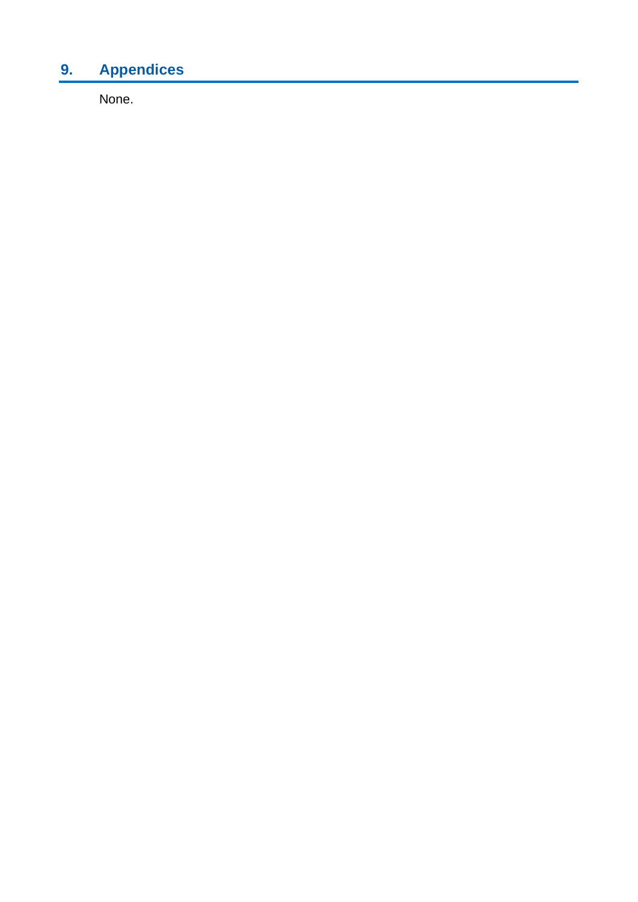## 9. Appendices

None.